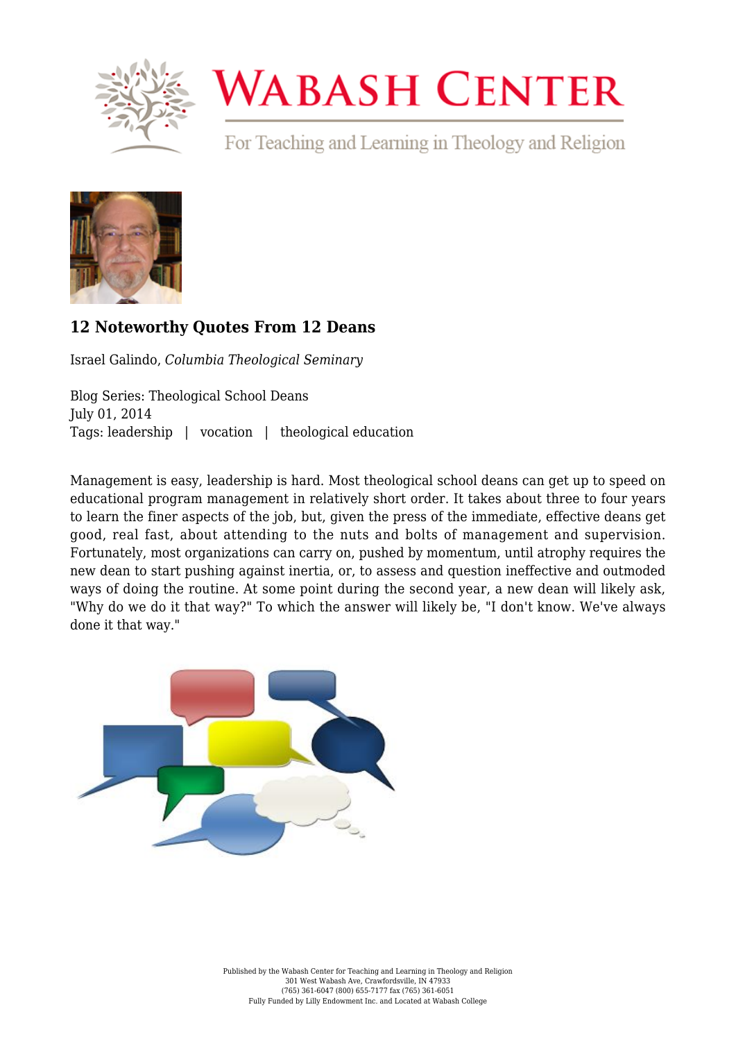# 12 Noteworthy Quotes From 12 Deans

Israel Galindo, *Columbia Theological Seminary*

Blog Series: Theological School Deans
July 01, 2014
Tags: leadership | vocation | theological education

Management is easy, leadership is hard. Most theological school deans can get up to speed on educational program management in relatively short order. It takes about three to four years to learn the finer aspects of the job, but, given the press of the immediate, effective deans get good, real fast, about attending to the nuts and bolts of management and supervision. Fortunately, most organizations can carry on, pushed by momentum, until atrophy requires the new dean to start pushing against inertia, or, to assess and question ineffective and outmoded ways of doing the routine. At some point during the second year, a new dean will likely ask, "Why do we do it that way?" To which the answer will likely be, "I don't know. We've always done it that way."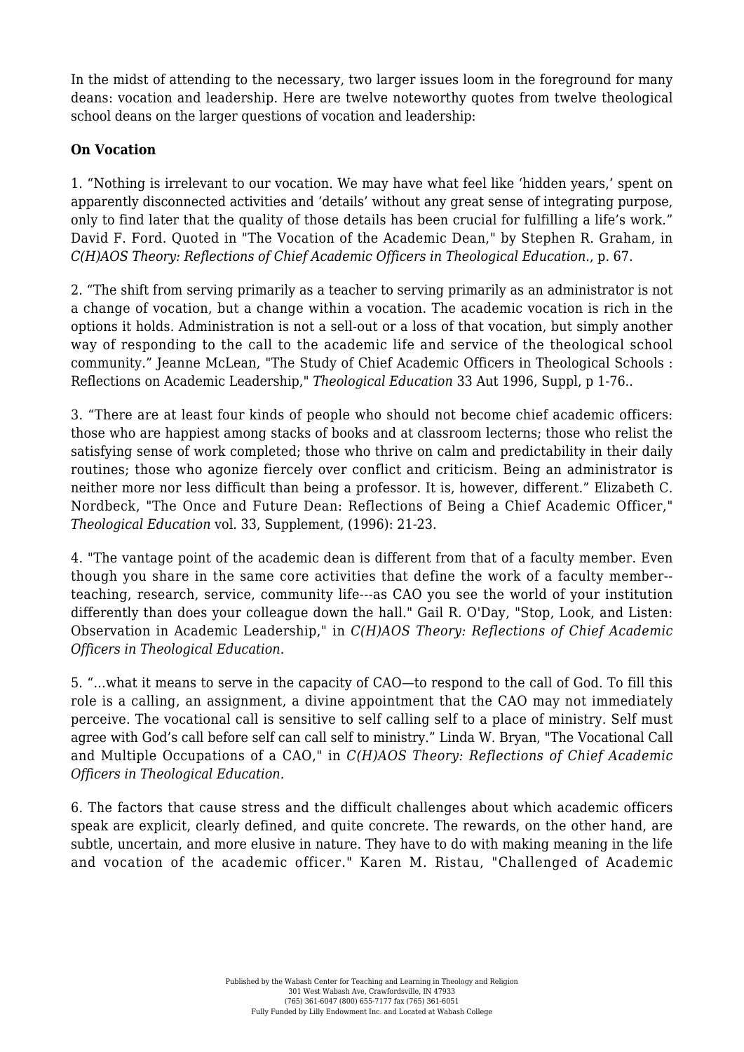In the midst of attending to the necessary, two larger issues loom in the foreground for many deans: vocation and leadership. Here are twelve noteworthy quotes from twelve theological school deans on the larger questions of vocation and leadership:

**On Vocation**

1. “Nothing is irrelevant to our vocation. We may have what feel like ‘hidden years,’ spent on apparently disconnected activities and ‘details’ without any great sense of integrating purpose, only to find later that the quality of those details has been crucial for fulfilling a life’s work.” David F. Ford. Quoted in "The Vocation of the Academic Dean," by Stephen R. Graham, in *C(H)AOS Theory: Reflections of Chief Academic Officers in Theological Education.*, p. 67.

2. “The shift from serving primarily as a teacher to serving primarily as an administrator is not a change of vocation, but a change within a vocation. The academic vocation is rich in the options it holds. Administration is not a sell-out or a loss of that vocation, but simply another way of responding to the call to the academic life and service of the theological school community.” Jeanne McLean, "The Study of Chief Academic Officers in Theological Schools : Reflections on Academic Leadership," *Theological Education* 33 Aut 1996, Suppl, p 1-76..

3. “There are at least four kinds of people who should not become chief academic officers: those who are happiest among stacks of books and at classroom lecterns; those who relist the satisfying sense of work completed; those who thrive on calm and predictability in their daily routines; those who agonize fiercely over conflict and criticism. Being an administrator is neither more nor less difficult than being a professor. It is, however, different.” Elizabeth C. Nordbeck, "The Once and Future Dean: Reflections of Being a Chief Academic Officer," *Theological Education* vol. 33, Supplement, (1996): 21-23.

4. "The vantage point of the academic dean is different from that of a faculty member. Even though you share in the same core activities that define the work of a faculty member--teaching, research, service, community life---as CAO you see the world of your institution differently than does your colleague down the hall." Gail R. O'Day, "Stop, Look, and Listen: Observation in Academic Leadership," in *C(H)AOS Theory: Reflections of Chief Academic Officers in Theological Education.*

5. “...what it means to serve in the capacity of CAO—to respond to the call of God. To fill this role is a calling, an assignment, a divine appointment that the CAO may not immediately perceive. The vocational call is sensitive to self calling self to a place of ministry. Self must agree with God’s call before self can call self to ministry.” Linda W. Bryan, "The Vocational Call and Multiple Occupations of a CAO," in *C(H)AOS Theory: Reflections of Chief Academic Officers in Theological Education.*

6. The factors that cause stress and the difficult challenges about which academic officers speak are explicit, clearly defined, and quite concrete. The rewards, on the other hand, are subtle, uncertain, and more elusive in nature. They have to do with making meaning in the life and vocation of the academic officer." Karen M. Ristau, "Challenged of Academic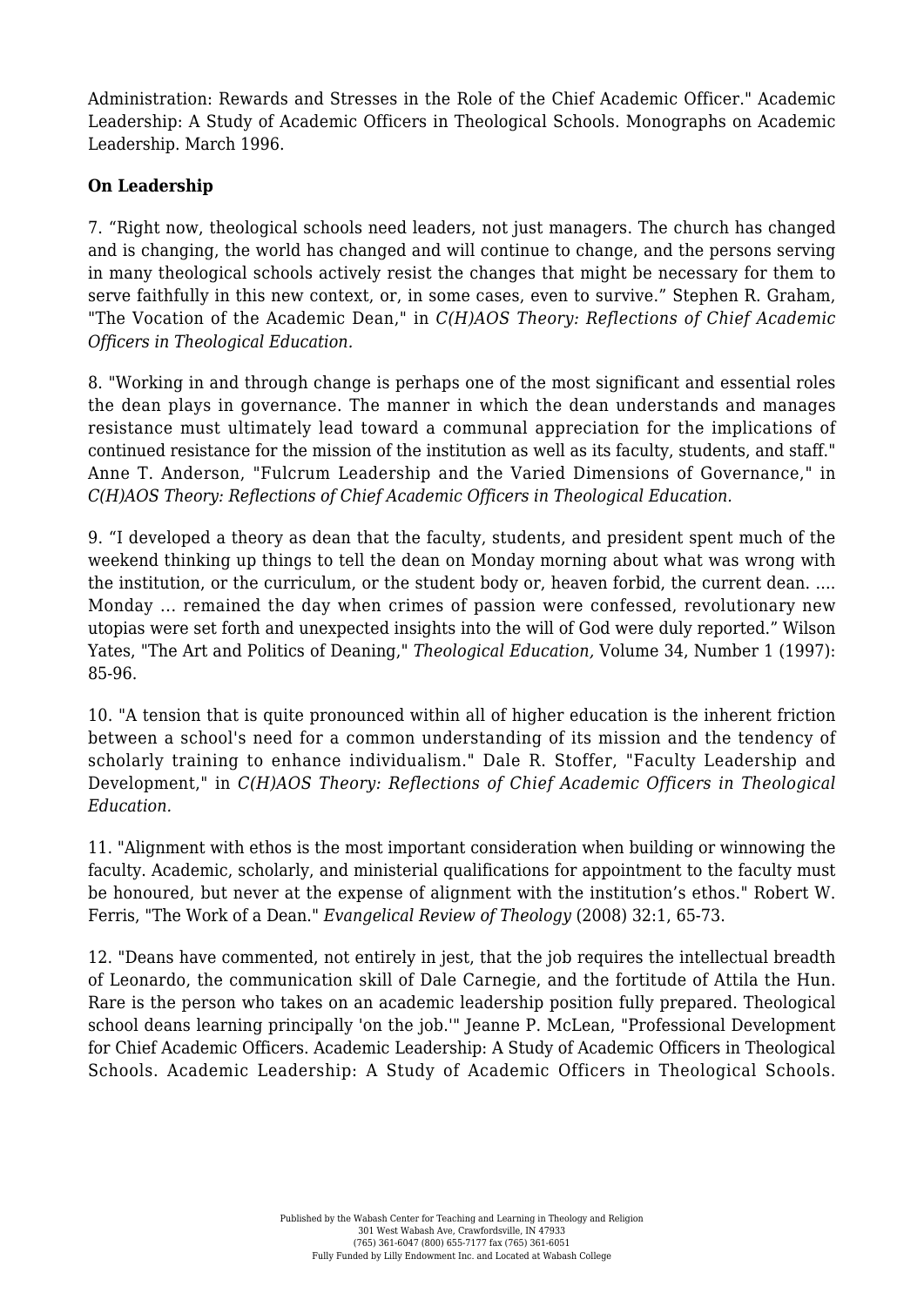Administration: Rewards and Stresses in the Role of the Chief Academic Officer." Academic Leadership: A Study of Academic Officers in Theological Schools. Monographs on Academic Leadership. March 1996.

**On Leadership**

7. “Right now, theological schools need leaders, not just managers. The church has changed and is changing, the world has changed and will continue to change, and the persons serving in many theological schools actively resist the changes that might be necessary for them to serve faithfully in this new context, or, in some cases, even to survive.” Stephen R. Graham, "The Vocation of the Academic Dean," in *C(H)AOS Theory: Reflections of Chief Academic Officers in Theological Education.*

8. "Working in and through change is perhaps one of the most significant and essential roles the dean plays in governance. The manner in which the dean understands and manages resistance must ultimately lead toward a communal appreciation for the implications of continued resistance for the mission of the institution as well as its faculty, students, and staff." Anne T. Anderson, "Fulcrum Leadership and the Varied Dimensions of Governance," in *C(H)AOS Theory: Reflections of Chief Academic Officers in Theological Education.*

9. “I developed a theory as dean that the faculty, students, and president spent much of the weekend thinking up things to tell the dean on Monday morning about what was wrong with the institution, or the curriculum, or the student body or, heaven forbid, the current dean. .... Monday … remained the day when crimes of passion were confessed, revolutionary new utopias were set forth and unexpected insights into the will of God were duly reported.” Wilson Yates, "The Art and Politics of Deaning," *Theological Education,* Volume 34, Number 1 (1997): 85-96.

10. "A tension that is quite pronounced within all of higher education is the inherent friction between a school's need for a common understanding of its mission and the tendency of scholarly training to enhance individualism." Dale R. Stoffer, "Faculty Leadership and Development," in *C(H)AOS Theory: Reflections of Chief Academic Officers in Theological Education.*

11. "Alignment with ethos is the most important consideration when building or winnowing the faculty. Academic, scholarly, and ministerial qualifications for appointment to the faculty must be honoured, but never at the expense of alignment with the institution’s ethos." Robert W. Ferris, "The Work of a Dean." *Evangelical Review of Theology* (2008) 32:1, 65-73.

12. "Deans have commented, not entirely in jest, that the job requires the intellectual breadth of Leonardo, the communication skill of Dale Carnegie, and the fortitude of Attila the Hun. Rare is the person who takes on an academic leadership position fully prepared. Theological school deans learning principally 'on the job.'" Jeanne P. McLean, "Professional Development for Chief Academic Officers. Academic Leadership: A Study of Academic Officers in Theological Schools. Academic Leadership: A Study of Academic Officers in Theological Schools.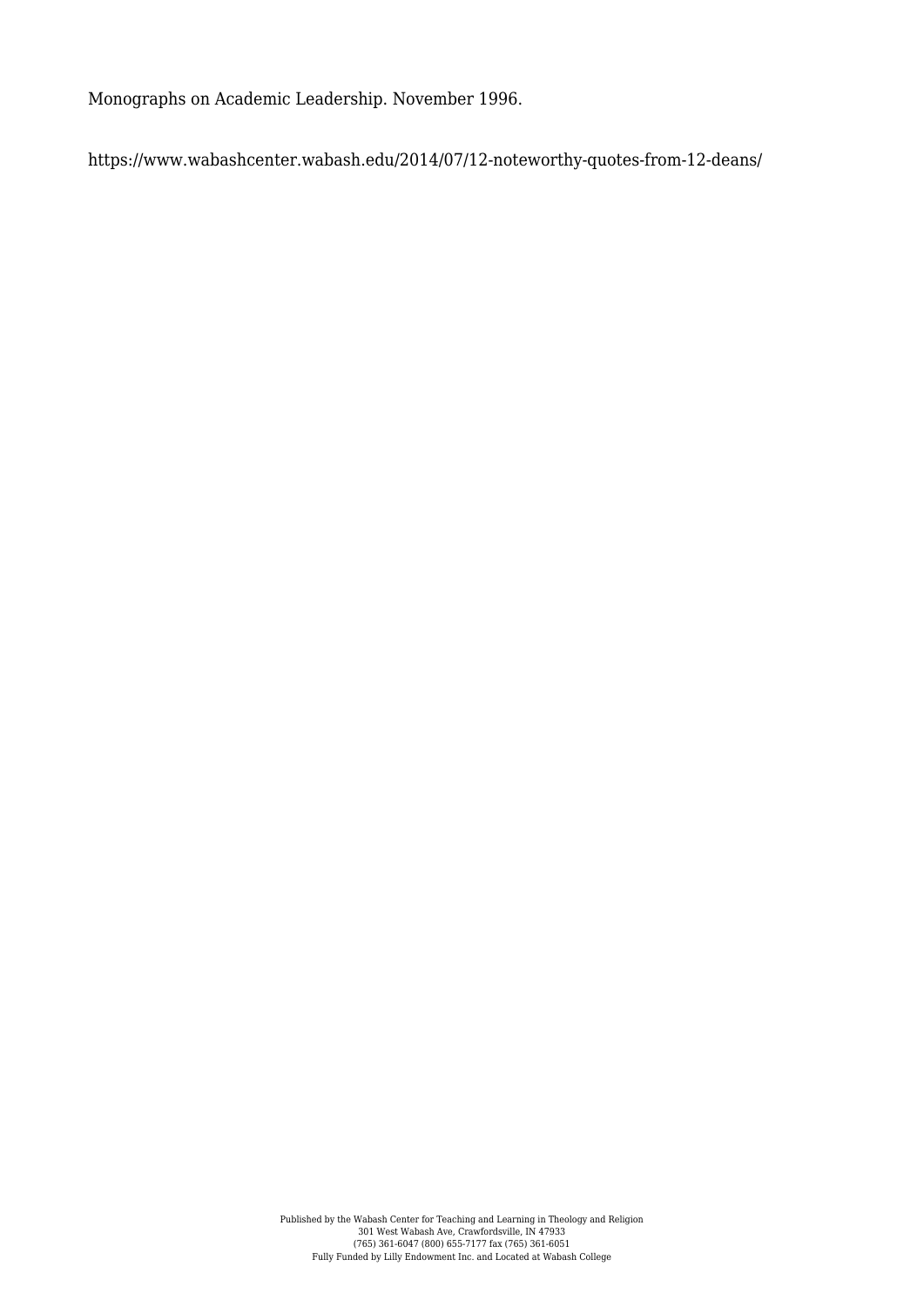Monographs on Academic Leadership. November 1996.

https://www.wabashcenter.wabash.edu/2014/07/12-noteworthy-quotes-from-12-deans/